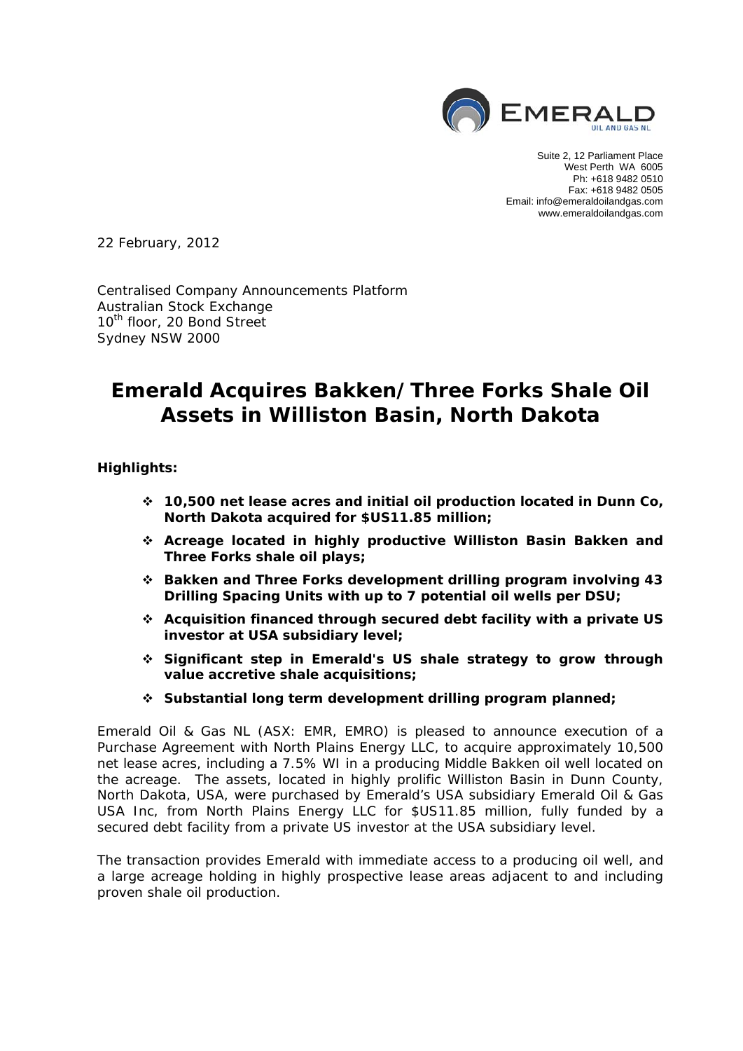Suite 2, 12 Parliament Place
West Perth WA 6005
Ph: +618 9482 0510
Fax: +618 9482 0505
Email: info@emeraldoilandgas.com
www.emeraldoilandgas.com

22 February, 2012

Centralised Company Announcements Platform
Australian Stock Exchange
10th floor, 20 Bond Street
Sydney NSW 2000

# Emerald Acquires Bakken/Three Forks Shale Oil Assets in Williston Basin, North Dakota

**Highlights:**

- **10,500 net lease acres and initial oil production located in Dunn Co, North Dakota acquired for $US11.85 million;**
- **Acreage located in highly productive Williston Basin Bakken and Three Forks shale oil plays;**
- **Bakken and Three Forks development drilling program involving 43 Drilling Spacing Units with up to 7 potential oil wells per DSU;**
- **Acquisition financed through secured debt facility with a private US investor at USA subsidiary level;**
- **Significant step in Emerald's US shale strategy to grow through value accretive shale acquisitions;**
- **Substantial long term development drilling program planned;**

Emerald Oil & Gas NL (ASX: EMR, EMRO) is pleased to announce execution of a Purchase Agreement with North Plains Energy LLC, to acquire approximately 10,500 net lease acres, including a 7.5% WI in a producing Middle Bakken oil well located on the acreage. The assets, located in highly prolific Williston Basin in Dunn County, North Dakota, USA, were purchased by Emerald's USA subsidiary Emerald Oil & Gas USA Inc, from North Plains Energy LLC for $US11.85 million, fully funded by a secured debt facility from a private US investor at the USA subsidiary level.

The transaction provides Emerald with immediate access to a producing oil well, and a large acreage holding in highly prospective lease areas adjacent to and including proven shale oil production.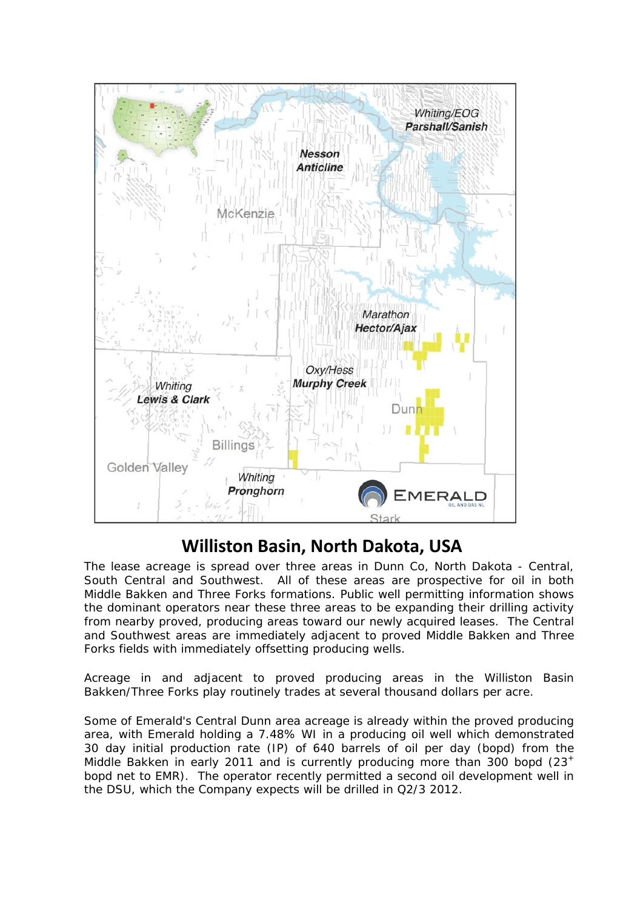## Williston Basin, North Dakota, USA

The lease acreage is spread over three areas in Dunn Co, North Dakota - Central, South Central and Southwest. All of these areas are prospective for oil in both Middle Bakken and Three Forks formations. Public well permitting information shows the dominant operators near these three areas to be expanding their drilling activity from nearby proved, producing areas toward our newly acquired leases. The Central and Southwest areas are immediately adjacent to proved Middle Bakken and Three Forks fields with immediately offsetting producing wells.

Acreage in and adjacent to proved producing areas in the Williston Basin Bakken/Three Forks play routinely trades at several thousand dollars per acre.

Some of Emerald's Central Dunn area acreage is already within the proved producing area, with Emerald holding a 7.48% WI in a producing oil well which demonstrated 30 day initial production rate (IP) of 640 barrels of oil per day (bopd) from the Middle Bakken in early 2011 and is currently producing more than 300 bopd ($23^{+}$ bopd net to EMR). The operator recently permitted a second oil development well in the DSU, which the Company expects will be drilled in Q2/3 2012.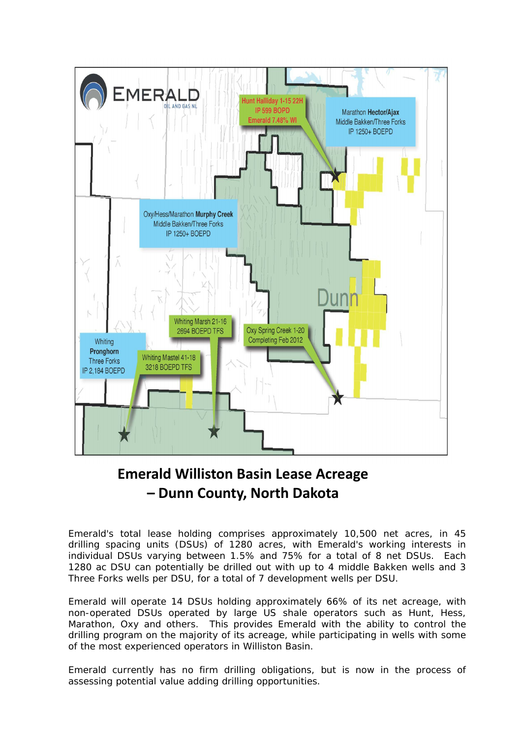## Emerald Williston Basin Lease Acreage – Dunn County, North Dakota

Emerald's total lease holding comprises approximately 10,500 net acres, in 45 drilling spacing units (DSUs) of 1280 acres, with Emerald's working interests in individual DSUs varying between 1.5% and 75% for a total of 8 net DSUs. Each 1280 ac DSU can potentially be drilled out with up to 4 middle Bakken wells and 3 Three Forks wells per DSU, for a total of 7 development wells per DSU.

Emerald will operate 14 DSUs holding approximately 66% of its net acreage, with non-operated DSUs operated by large US shale operators such as Hunt, Hess, Marathon, Oxy and others. This provides Emerald with the ability to control the drilling program on the majority of its acreage, while participating in wells with some of the most experienced operators in Williston Basin.

Emerald currently has no firm drilling obligations, but is now in the process of assessing potential value adding drilling opportunities.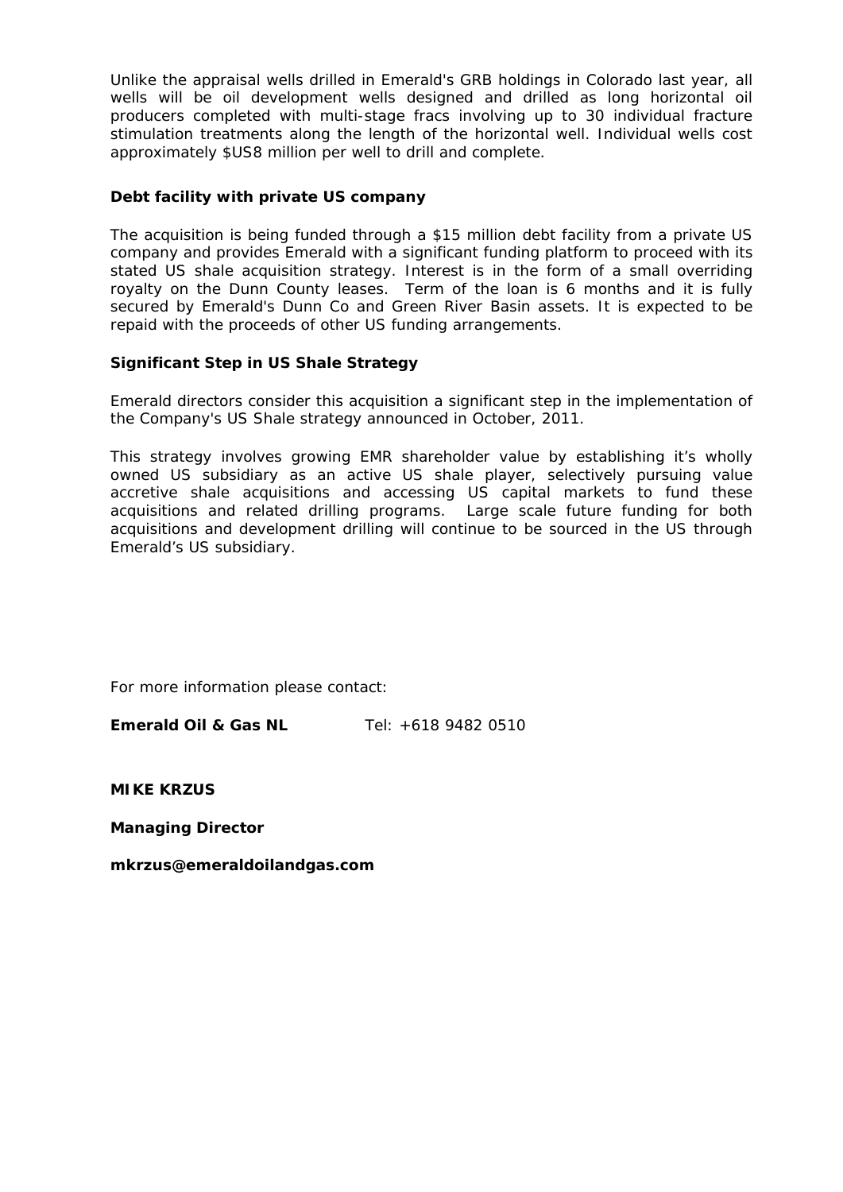Unlike the appraisal wells drilled in Emerald's GRB holdings in Colorado last year, all wells will be oil development wells designed and drilled as long horizontal oil producers completed with multi-stage fracs involving up to 30 individual fracture stimulation treatments along the length of the horizontal well. Individual wells cost approximately $US8 million per well to drill and complete.

**Debt facility with private US company**

The acquisition is being funded through a $15 million debt facility from a private US company and provides Emerald with a significant funding platform to proceed with its stated US shale acquisition strategy. Interest is in the form of a small overriding royalty on the Dunn County leases. Term of the loan is 6 months and it is fully secured by Emerald's Dunn Co and Green River Basin assets. It is expected to be repaid with the proceeds of other US funding arrangements.

**Significant Step in US Shale Strategy**

Emerald directors consider this acquisition a significant step in the implementation of the Company's US Shale strategy announced in October, 2011.

This strategy involves growing EMR shareholder value by establishing it's wholly owned US subsidiary as an active US shale player, selectively pursuing value accretive shale acquisitions and accessing US capital markets to fund these acquisitions and related drilling programs. Large scale future funding for both acquisitions and development drilling will continue to be sourced in the US through Emerald's US subsidiary.

For more information please contact:

**Emerald Oil & Gas NL** Tel: +618 9482 0510

**MIKE KRZUS**

**Managing Director**

**mkrzus@emeraldoilandgas.com**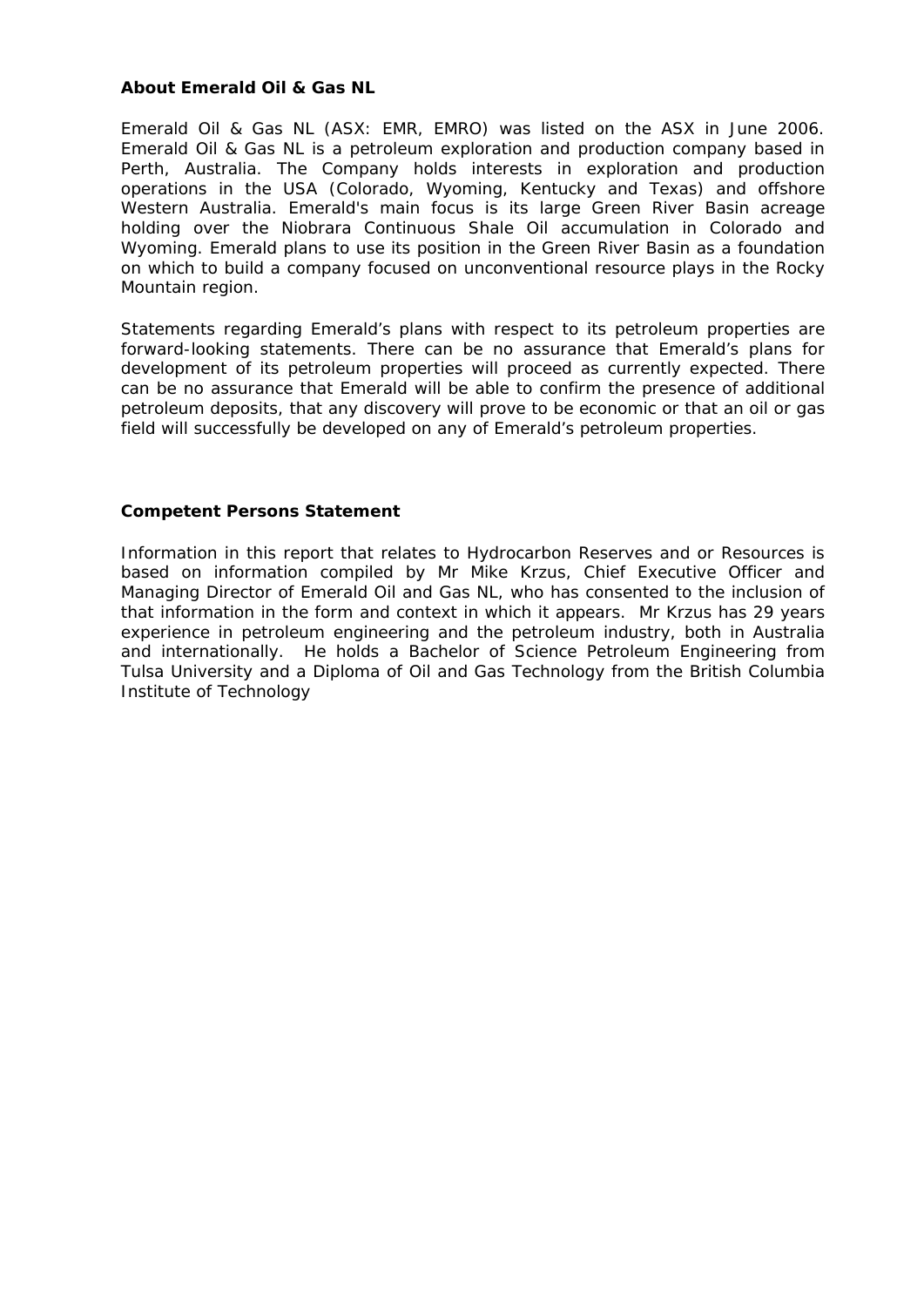**About Emerald Oil & Gas NL**

Emerald Oil & Gas NL (ASX: EMR, EMRO) was listed on the ASX in June 2006. Emerald Oil & Gas NL is a petroleum exploration and production company based in Perth, Australia. The Company holds interests in exploration and production operations in the USA (Colorado, Wyoming, Kentucky and Texas) and offshore Western Australia. Emerald's main focus is its large Green River Basin acreage holding over the Niobrara Continuous Shale Oil accumulation in Colorado and Wyoming. Emerald plans to use its position in the Green River Basin as a foundation on which to build a company focused on unconventional resource plays in the Rocky Mountain region.

Statements regarding Emerald's plans with respect to its petroleum properties are forward-looking statements. There can be no assurance that Emerald's plans for development of its petroleum properties will proceed as currently expected. There can be no assurance that Emerald will be able to confirm the presence of additional petroleum deposits, that any discovery will prove to be economic or that an oil or gas field will successfully be developed on any of Emerald's petroleum properties.

**Competent Persons Statement**

Information in this report that relates to Hydrocarbon Reserves and or Resources is based on information compiled by Mr Mike Krzus, Chief Executive Officer and Managing Director of Emerald Oil and Gas NL, who has consented to the inclusion of that information in the form and context in which it appears. Mr Krzus has 29 years experience in petroleum engineering and the petroleum industry, both in Australia and internationally. He holds a Bachelor of Science Petroleum Engineering from Tulsa University and a Diploma of Oil and Gas Technology from the British Columbia Institute of Technology